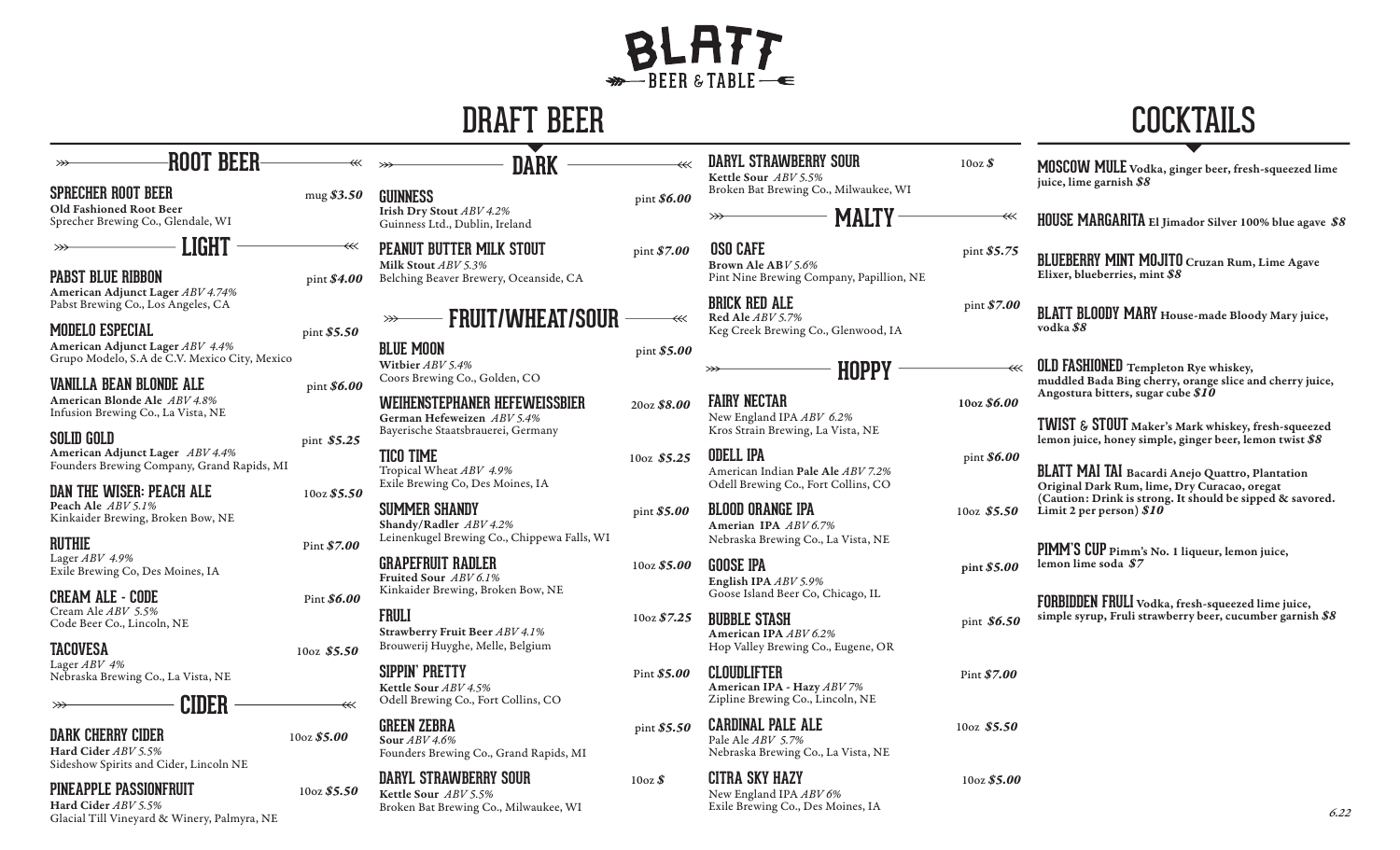# BLATT

BEER & TABLE

# DRAFT BEER

## ROOT BEER

**SPRECHER ROOT BEER** — mug *$3.50*
**Old Fashioned Root Beer**
Sprecher Brewing Co., Glendale, WI

## LIGHT

**PABST BLUE RIBBON** — pint *$4.00*
**American Adjunct Lager** *ABV 4.74%*
Pabst Brewing Co., Los Angeles, CA

**MODELO ESPECIAL** — pint *$5.50*
**American Adjunct Lager** *ABV 4.4%*
Grupo Modelo, S.A de C.V. Mexico City, Mexico

**VANILLA BEAN BLONDE ALE** — pint *$6.00*
**American Blonde Ale** *ABV 4.8%*
Infusion Brewing Co., La Vista, NE

**SOLID GOLD** — pint *$5.25*
**American Adjunct Lager** *ABV 4.4%*
Founders Brewing Company, Grand Rapids, MI

**DAN THE WISER: PEACH ALE** — 10oz *$5.50*
**Peach Ale** *ABV 5.1%*
Kinkaider Brewing, Broken Bow, NE

**RUTHIE** — Pint *$7.00*
Lager *ABV 4.9%*
Exile Brewing Co, Des Moines, IA

**CREAM ALE - CODE** — Pint *$6.00*
Cream Ale *ABV 5.5%*
Code Beer Co., Lincoln, NE

**TACOVESA** — 10oz *$5.50*
Lager *ABV 4%*
Nebraska Brewing Co., La Vista, NE

## CIDER

**DARK CHERRY CIDER** — 10oz *$5.00*
**Hard Cider** *ABV 5.5%*
Sideshow Spirits and Cider, Lincoln NE

**PINEAPPLE PASSIONFRUIT** — 10oz *$5.50*
**Hard Cider** *ABV 5.5%*
Glacial Till Vineyard & Winery, Palmyra, NE

## DARK

**GUINNESS** — pint *$6.00*
**Irish Dry Stout** *ABV 4.2%*
Guinness Ltd., Dublin, Ireland

**PEANUT BUTTER MILK STOUT** — pint *$7.00*
**Milk Stout** *ABV 5.3%*
Belching Beaver Brewery, Oceanside, CA

## FRUIT/WHEAT/SOUR

**BLUE MOON** — pint *$5.00*
**Witbier** *ABV 5.4%*
Coors Brewing Co., Golden, CO

**WEIHENSTEPHANER HEFEWEISSBIER** — 20oz *$8.00*
**German Hefeweizen** *ABV 5.4%*
Bayerische Staatsbrauerei, Germany

**TICO TIME** — 10oz *$5.25*
Tropical Wheat *ABV 4.9%*
Exile Brewing Co, Des Moines, IA

**SUMMER SHANDY** — pint *$5.00*
**Shandy/Radler** *ABV 4.2%*
Leinenkugel Brewing Co., Chippewa Falls, WI

**GRAPEFRUIT RADLER** — 10oz *$5.00*
**Fruited Sour** *ABV 6.1%*
Kinkaider Brewing, Broken Bow, NE

**FRULI** — 10oz *$7.25*
**Strawberry Fruit Beer** *ABV 4.1%*
Brouwerij Huyghe, Melle, Belgium

**SIPPIN' PRETTY** — Pint *$5.00*
**Kettle Sour** *ABV 4.5%*
Odell Brewing Co., Fort Collins, CO

**GREEN ZEBRA** — pint *$5.50*
**Sour** *ABV 4.6%*
Founders Brewing Co., Grand Rapids, MI

**DARYL STRAWBERRY SOUR** — 10oz *$*
**Kettle Sour** *ABV 5.5%*
Broken Bat Brewing Co., Milwaukee, WI

**DARYL STRAWBERRY SOUR** — 10oz *$*
**Kettle Sour** *ABV 5.5%*
Broken Bat Brewing Co., Milwaukee, WI

## MALTY

**OSO CAFE** — pint *$5.75*
**Brown Ale AB***V 5.6%*
Pint Nine Brewing Company, Papillion, NE

**BRICK RED ALE** — pint *$7.00*
**Red Ale** *ABV 5.7%*
Keg Creek Brewing Co., Glenwood, IA

## HOPPY

**FAIRY NECTAR** — 10oz *$6.00*
New England IPA *ABV 6.2%*
Kros Strain Brewing, La Vista, NE

**ODELL IPA** — pint *$6.00*
American Indian **Pale Ale** *ABV 7.2%*
Odell Brewing Co., Fort Collins, CO

**BLOOD ORANGE IPA** — 10oz *$5.50*
**Amerian IPA** *ABV 6.7%*
Nebraska Brewing Co., La Vista, NE

**GOOSE IPA** — pint *$5.00*
**English IPA** *ABV 5.9%*
Goose Island Beer Co, Chicago, IL

**BUBBLE STASH** — pint *$6.50*
**American IPA** *ABV 6.2%*
Hop Valley Brewing Co., Eugene, OR

**CLOUDLIFTER** — Pint *$7.00*
**American IPA - Hazy** *ABV 7%*
Zipline Brewing Co., Lincoln, NE

**CARDINAL PALE ALE** — 10oz *$5.50*
Pale Ale *ABV 5.7%*
Nebraska Brewing Co., La Vista, NE

**CITRA SKY HAZY** — 10oz *$5.00*
New England IPA *ABV 6%*
Exile Brewing Co., Des Moines, IA

# COCKTAILS

**MOSCOW MULE** Vodka, ginger beer, fresh-squeezed lime juice, lime garnish *$8*

**HOUSE MARGARITA** El Jimador Silver 100% blue agave *$8*

**BLUEBERRY MINT MOJITO** Cruzan Rum, Lime Agave Elixer, blueberries, mint *$8*

**BLATT BLOODY MARY** House-made Bloody Mary juice, vodka *$8*

**OLD FASHIONED** Templeton Rye whiskey, muddled Bada Bing cherry, orange slice and cherry juice, Angostura bitters, sugar cube *$10*

**TWIST & STOUT** Maker's Mark whiskey, fresh-squeezed lemon juice, honey simple, ginger beer, lemon twist *$8*

**BLATT MAI TAI** Bacardi Anejo Quattro, Plantation Original Dark Rum, lime, Dry Curacao, oregat (Caution: Drink is strong. It should be sipped & savored. Limit 2 per person) *$10*

**PIMM'S CUP** Pimm's No. 1 liqueur, lemon juice, lemon lime soda *$7*

**FORBIDDEN FRULI** Vodka, fresh-squeezed lime juice, simple syrup, Fruli strawberry beer, cucumber garnish *$8*

*6.22*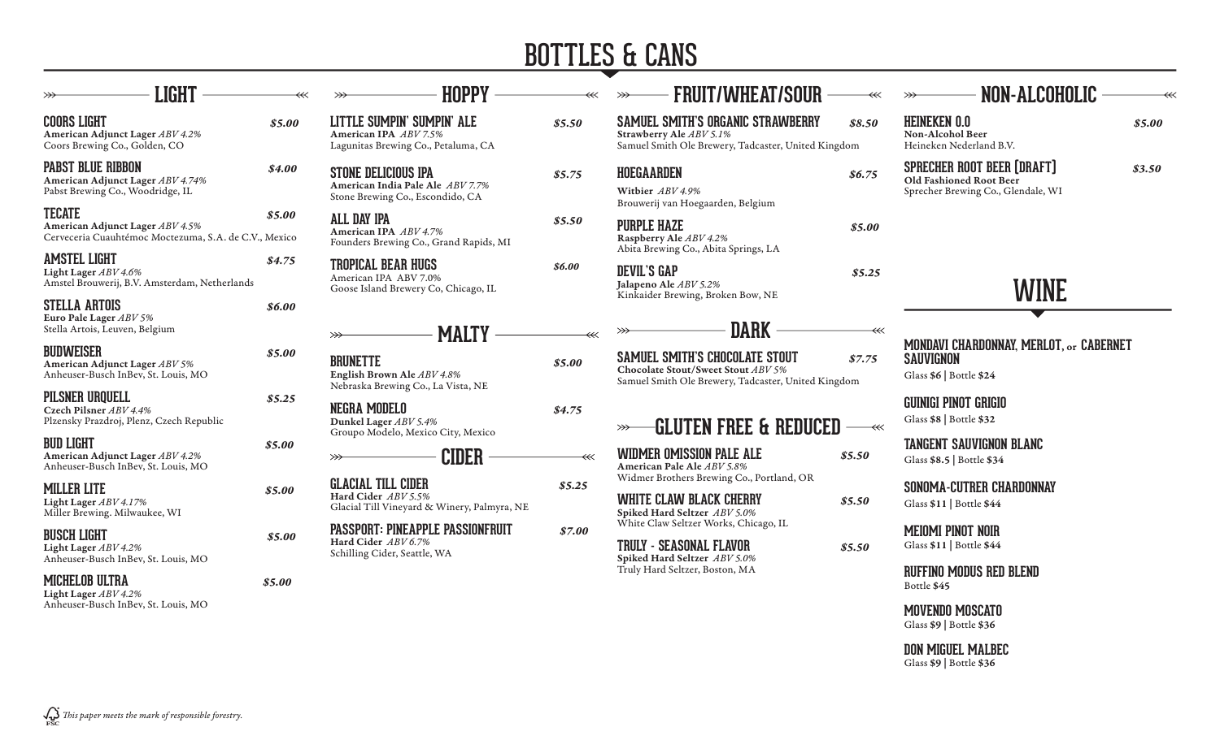# BOTTLES & CANS

## LIGHT

**COORS LIGHT** *$5.00*
**American Adjunct Lager** *ABV 4.2%*
Coors Brewing Co., Golden, CO

**PABST BLUE RIBBON** *$4.00*
**American Adjunct Lager** *ABV 4.74%*
Pabst Brewing Co., Woodridge, IL

**TECATE** *$5.00*
**American Adjunct Lager** *ABV 4.5%*
Cerveceria Cuauhtémoc Moctezuma, S.A. de C.V., Mexico

**AMSTEL LIGHT** *$4.75*
**Light Lager** *ABV 4.6%*
Amstel Brouwerij, B.V. Amsterdam, Netherlands

**STELLA ARTOIS** *$6.00*
**Euro Pale Lager** *ABV 5%*
Stella Artois, Leuven, Belgium

**BUDWEISER** *$5.00*
**American Adjunct Lager** *ABV 5%*
Anheuser-Busch InBev, St. Louis, MO

**PILSNER URQUELL** *$5.25*
**Czech Pilsner** *ABV 4.4%*
Plzensky Prazdroj, Plenz, Czech Republic

**BUD LIGHT** *$5.00*
**American Adjunct Lager** *ABV 4.2%*
Anheuser-Busch InBev, St. Louis, MO

**MILLER LITE** *$5.00*
**Light Lager** *ABV 4.17%*
Miller Brewing. Milwaukee, WI

**BUSCH LIGHT** *$5.00*
**Light Lager** *ABV 4.2%*
Anheuser-Busch InBev, St. Louis, MO

**MICHELOB ULTRA** *$5.00*
**Light Lager** *ABV 4.2%*
Anheuser-Busch InBev, St. Louis, MO

## HOPPY

**LITTLE SUMPIN' SUMPIN' ALE** *$5.50*
**American IPA** *ABV 7.5%*
Lagunitas Brewing Co., Petaluma, CA

**STONE DELICIOUS IPA** *$5.75*
**American India Pale Ale** *ABV 7.7%*
Stone Brewing Co., Escondido, CA

**ALL DAY IPA** *$5.50*
**American IPA** *ABV 4.7%*
Founders Brewing Co., Grand Rapids, MI

**TROPICAL BEAR HUGS** *$6.00*
American IPA ABV 7.0%
Goose Island Brewery Co, Chicago, IL

## MALTY

**BRUNETTE** *$5.00*
**English Brown Ale** *ABV 4.8%*
Nebraska Brewing Co., La Vista, NE

**NEGRA MODELO** *$4.75*
**Dunkel Lager** *ABV 5.4%*
Groupo Modelo, Mexico City, Mexico

## CIDER

**GLACIAL TILL CIDER** *$5.25*
**Hard Cider** *ABV 5.5%*
Glacial Till Vineyard & Winery, Palmyra, NE

**PASSPORT: PINEAPPLE PASSIONFRUIT** *$7.00*
**Hard Cider** *ABV 6.7%*
Schilling Cider, Seattle, WA

## FRUIT/WHEAT/SOUR

**SAMUEL SMITH'S ORGANIC STRAWBERRY** *$8.50*
**Strawberry Ale** *ABV 5.1%*
Samuel Smith Ole Brewery, Tadcaster, United Kingdom

**HOEGAARDEN** *$6.75*
**Witbier** *ABV 4.9%*
Brouwerij van Hoegaarden, Belgium

**PURPLE HAZE** *$5.00*
**Raspberry Ale** *ABV 4.2%*
Abita Brewing Co., Abita Springs, LA

**DEVIL'S GAP** *$5.25*
**Jalapeno Ale** *ABV 5.2%*
Kinkaider Brewing, Broken Bow, NE

## DARK

**SAMUEL SMITH'S CHOCOLATE STOUT** *$7.75*
**Chocolate Stout/Sweet Stout** *ABV 5%*
Samuel Smith Ole Brewery, Tadcaster, United Kingdom

## GLUTEN FREE & REDUCED

**WIDMER OMISSION PALE ALE** *$5.50*
**American Pale Ale** *ABV 5.8%*
Widmer Brothers Brewing Co., Portland, OR

**WHITE CLAW BLACK CHERRY** *$5.50*
**Spiked Hard Seltzer** *ABV 5.0%*
White Claw Seltzer Works, Chicago, IL

**TRULY - SEASONAL FLAVOR** *$5.50*
**Spiked Hard Seltzer** *ABV 5.0%*
Truly Hard Seltzer, Boston, MA

## NON-ALCOHOLIC

**HEINEKEN 0.0** *$5.00*
**Non-Alcohol Beer**
Heineken Nederland B.V.

**SPRECHER ROOT BEER [DRAFT]** *$3.50*
**Old Fashioned Root Beer**
Sprecher Brewing Co., Glendale, WI

# WINE

**MONDAVI CHARDONNAY, MERLOT, or CABERNET SAUVIGNON**
Glass **$6** | Bottle **$24**

**GUINIGI PINOT GRIGIO**
Glass **$8** | Bottle **$32**

**TANGENT SAUVIGNON BLANC**
Glass **$8.5** | Bottle **$34**

**SONOMA-CUTRER CHARDONNAY**
Glass **$11** | Bottle **$44**

**MEIOMI PINOT NOIR**
Glass **$11** | Bottle **$44**

**RUFFINO MODUS RED BLEND**
Bottle **$45**

**MOVENDO MOSCATO**
Glass **$9** | Bottle **$36**

**DON MIGUEL MALBEC**
Glass **$9** | Bottle **$36**

*This paper meets the mark of responsible forestry.*